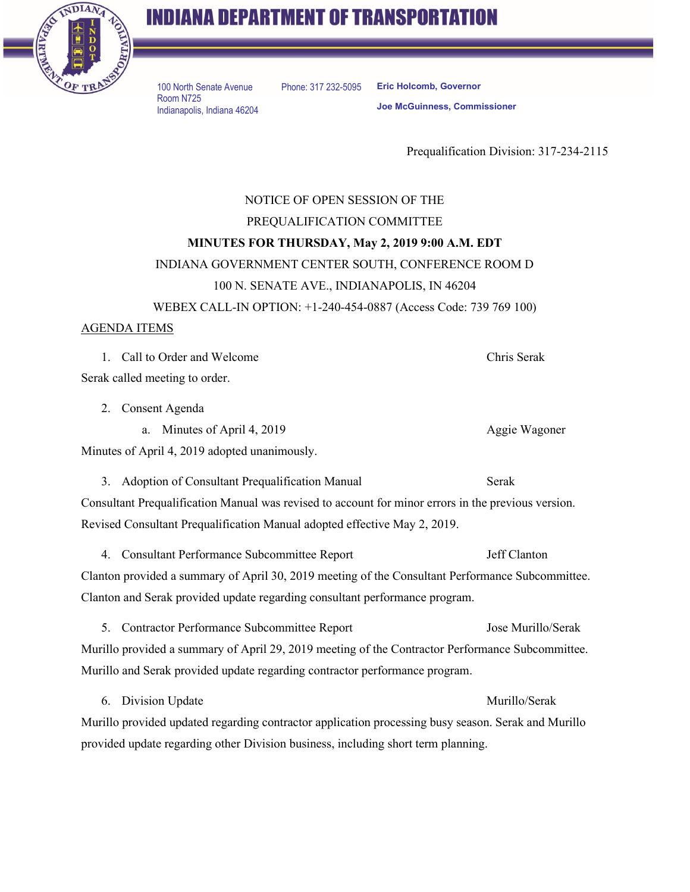# INDIANA DEPARTMENT OF TRANSPORTATION

100 North Senate Avenue
Room N725
Indianapolis, Indiana 46204

Phone: 317 232-5095

**Eric Holcomb, Governor**

**Joe McGuinness, Commissioner**

Prequalification Division: 317-234-2115

NOTICE OF OPEN SESSION OF THE

PREQUALIFICATION COMMITTEE

**MINUTES FOR THURSDAY, May 2, 2019 9:00 A.M. EDT**

INDIANA GOVERNMENT CENTER SOUTH, CONFERENCE ROOM D

100 N. SENATE AVE., INDIANAPOLIS, IN 46204

WEBEX CALL-IN OPTION: +1-240-454-0887 (Access Code: 739 769 100)

AGENDA ITEMS

1. Call to Order and Welcome — Chris Serak

Serak called meeting to order.

2. Consent Agenda
   a. Minutes of April 4, 2019 — Aggie Wagoner

Minutes of April 4, 2019 adopted unanimously.

3. Adoption of Consultant Prequalification Manual — Serak

Consultant Prequalification Manual was revised to account for minor errors in the previous version. Revised Consultant Prequalification Manual adopted effective May 2, 2019.

4. Consultant Performance Subcommittee Report — Jeff Clanton

Clanton provided a summary of April 30, 2019 meeting of the Consultant Performance Subcommittee. Clanton and Serak provided update regarding consultant performance program.

5. Contractor Performance Subcommittee Report — Jose Murillo/Serak

Murillo provided a summary of April 29, 2019 meeting of the Contractor Performance Subcommittee. Murillo and Serak provided update regarding contractor performance program.

6. Division Update — Murillo/Serak

Murillo provided updated regarding contractor application processing busy season. Serak and Murillo provided update regarding other Division business, including short term planning.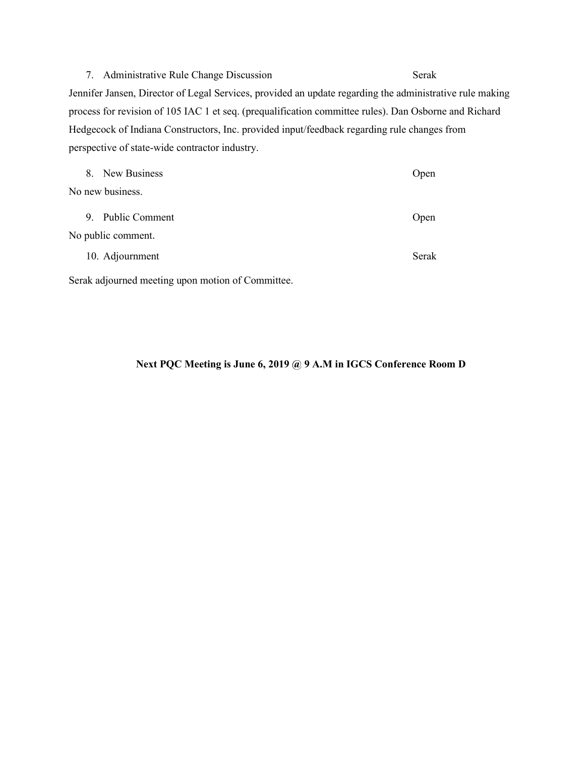7. Administrative Rule Change Discussion — Serak

Jennifer Jansen, Director of Legal Services, provided an update regarding the administrative rule making process for revision of 105 IAC 1 et seq. (prequalification committee rules). Dan Osborne and Richard Hedgecock of Indiana Constructors, Inc. provided input/feedback regarding rule changes from perspective of state-wide contractor industry.

8. New Business — Open

No new business.

9. Public Comment — Open

No public comment.

10. Adjournment — Serak

Serak adjourned meeting upon motion of Committee.

**Next PQC Meeting is June 6, 2019 @ 9 A.M in IGCS Conference Room D**